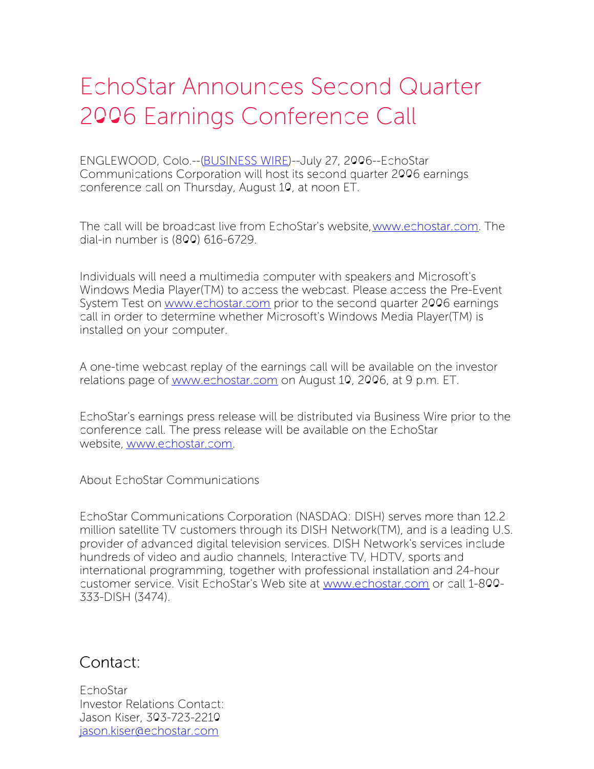# EchoStar Announces Second Quarter 2006 Earnings Conference Call

ENGLEWOOD, Colo.--(BUSINESS WIRE)--July 27, 2006--EchoStar Communications Corporation will host its second quarter 2006 earnings conference call on Thursday, August 10, at noon ET.

The call will be broadcast live from EchoStar's website, www.echostar.com. The dial-in number is (800) 616-6729.

Individuals will need a multimedia computer with speakers and Microsoft's Windows Media Player(TM) to access the webcast. Please access the Pre-Event System Test on www.echostar.com prior to the second quarter 2006 earnings call in order to determine whether Microsoft's Windows Media Player(TM) is installed on your computer.

A one-time webcast replay of the earnings call will be available on the investor relations page of www.echostar.com on August 10, 2006, at 9 p.m. ET.

EchoStar's earnings press release will be distributed via Business Wire prior to the conference call. The press release will be available on the EchoStar website, www.echostar.com.

About EchoStar Communications

EchoStar Communications Corporation (NASDAQ: DISH) serves more than 12.2 million satellite TV customers through its DISH Network(TM), and is a leading U.S. provider of advanced digital television services. DISH Network's services include hundreds of video and audio channels, Interactive TV, HDTV, sports and international programming, together with professional installation and 24-hour customer service. Visit EchoStar's Web site at www.echostar.com or call 1-800-333-DISH (3474).

## Contact:

EchoStar
Investor Relations Contact:
Jason Kiser, 303-723-2210
jason.kiser@echostar.com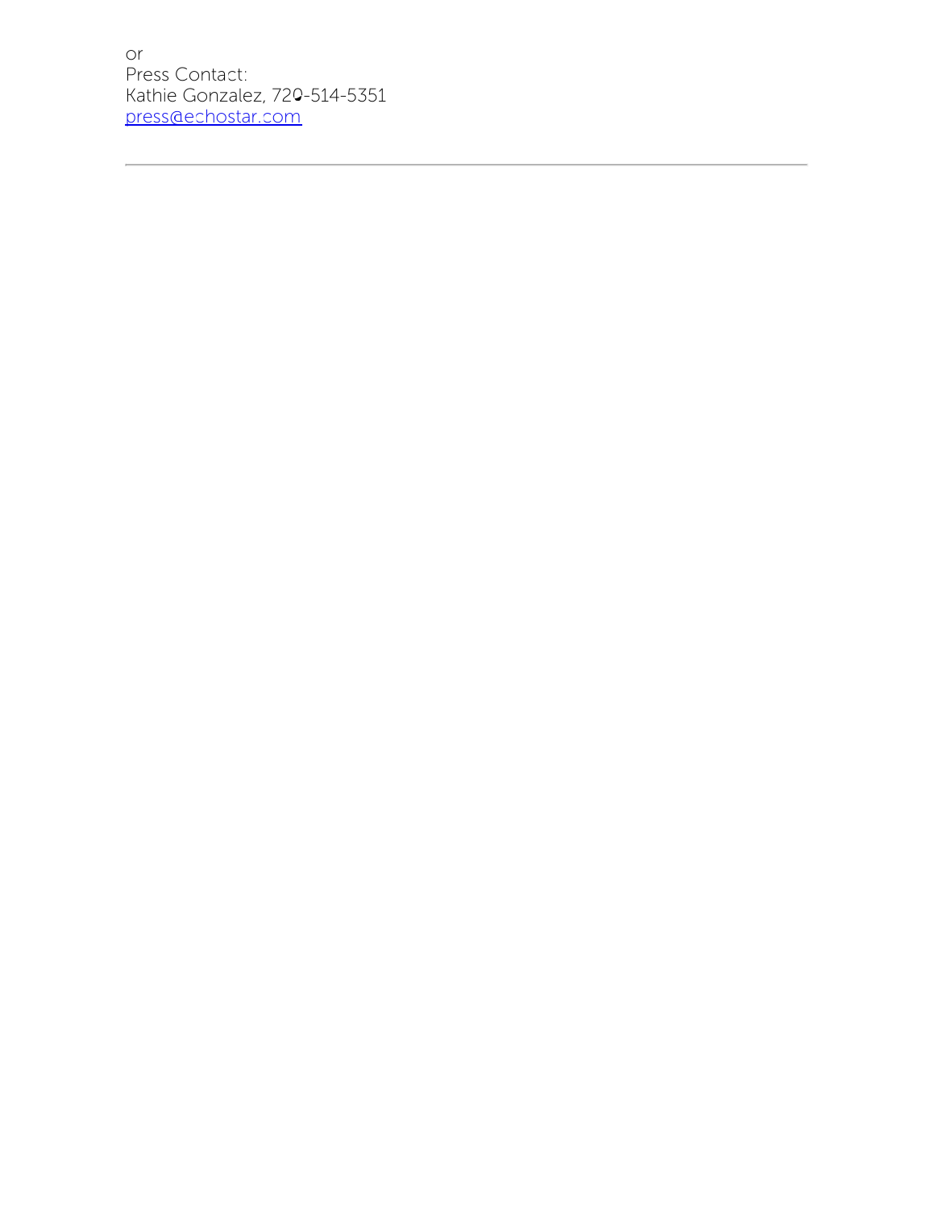or
Press Contact:
Kathie Gonzalez, 720-514-5351
[press@echostar.com](mailto:press@echostar.com)

---